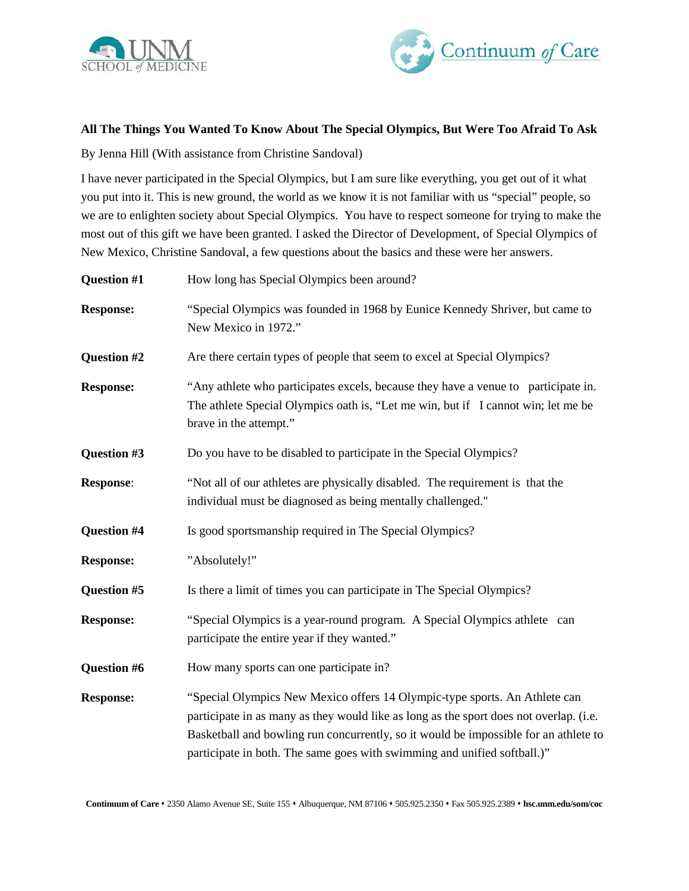**All The Things You Wanted To Know About The Special Olympics, But Were Too Afraid To Ask**

By Jenna Hill (With assistance from Christine Sandoval)

I have never participated in the Special Olympics, but I am sure like everything, you get out of it what you put into it. This is new ground, the world as we know it is not familiar with us "special" people, so we are to enlighten society about Special Olympics. You have to respect someone for trying to make the most out of this gift we have been granted. I asked the Director of Development, of Special Olympics of New Mexico, Christine Sandoval, a few questions about the basics and these were her answers.

**Question #1** How long has Special Olympics been around?

**Response:** "Special Olympics was founded in 1968 by Eunice Kennedy Shriver, but came to New Mexico in 1972."

**Question #2** Are there certain types of people that seem to excel at Special Olympics?

**Response:** "Any athlete who participates excels, because they have a venue to participate in. The athlete Special Olympics oath is, "Let me win, but if I cannot win; let me be brave in the attempt."

**Question #3** Do you have to be disabled to participate in the Special Olympics?

**Response**: "Not all of our athletes are physically disabled. The requirement is that the individual must be diagnosed as being mentally challenged."

**Question #4** Is good sportsmanship required in The Special Olympics?

**Response:** "Absolutely!"

**Question #5** Is there a limit of times you can participate in The Special Olympics?

**Response:** "Special Olympics is a year-round program. A Special Olympics athlete can participate the entire year if they wanted."

**Question #6** How many sports can one participate in?

**Response:** "Special Olympics New Mexico offers 14 Olympic-type sports. An Athlete can participate in as many as they would like as long as the sport does not overlap. (i.e. Basketball and bowling run concurrently, so it would be impossible for an athlete to participate in both. The same goes with swimming and unified softball.)"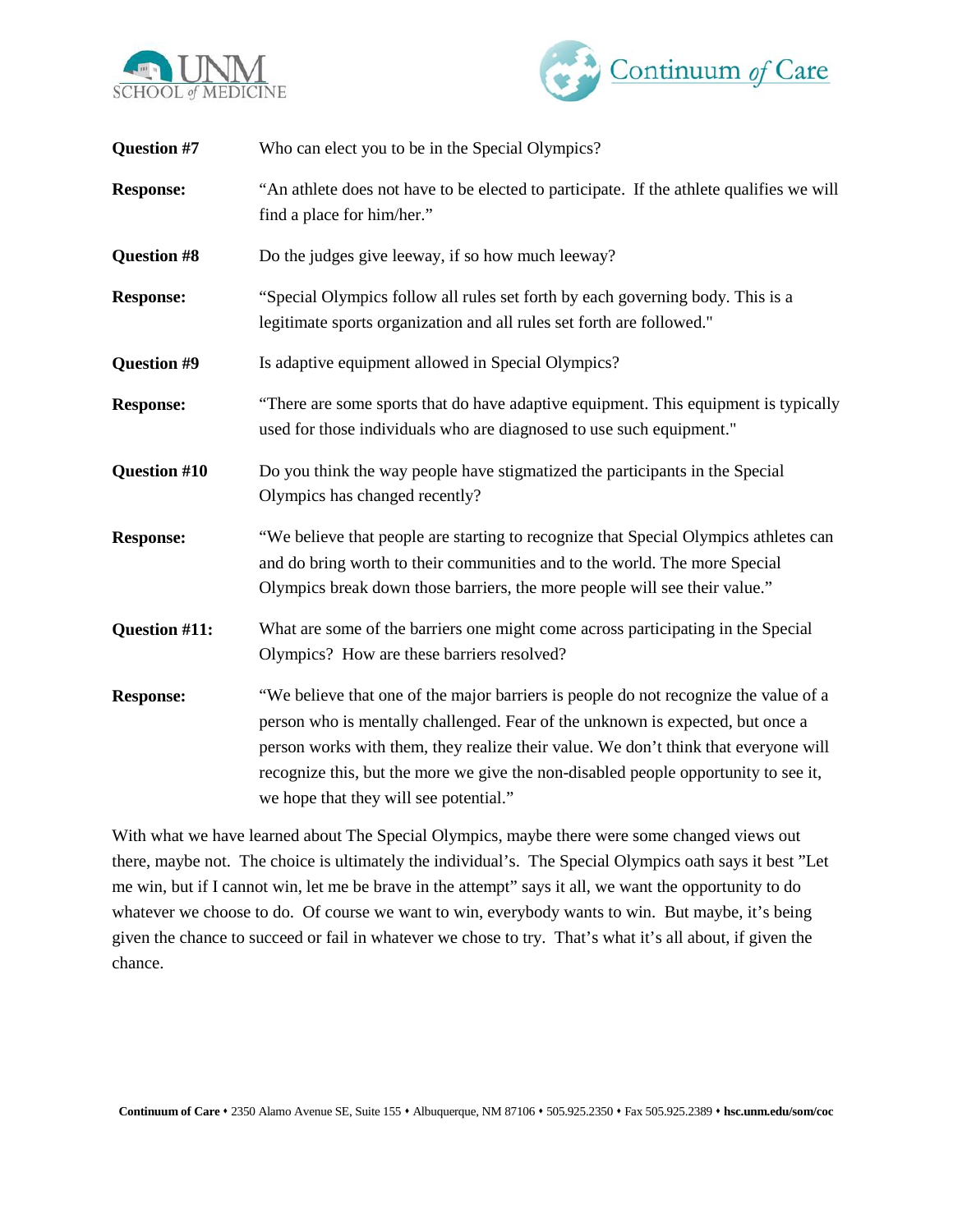**Question #7** Who can elect you to be in the Special Olympics?

**Response:** "An athlete does not have to be elected to participate. If the athlete qualifies we will find a place for him/her."

**Question #8** Do the judges give leeway, if so how much leeway?

**Response:** "Special Olympics follow all rules set forth by each governing body. This is a legitimate sports organization and all rules set forth are followed."

**Question #9** Is adaptive equipment allowed in Special Olympics?

**Response:** "There are some sports that do have adaptive equipment. This equipment is typically used for those individuals who are diagnosed to use such equipment."

**Question #10** Do you think the way people have stigmatized the participants in the Special Olympics has changed recently?

**Response:** "We believe that people are starting to recognize that Special Olympics athletes can and do bring worth to their communities and to the world. The more Special Olympics break down those barriers, the more people will see their value."

**Question #11:** What are some of the barriers one might come across participating in the Special Olympics? How are these barriers resolved?

**Response:** "We believe that one of the major barriers is people do not recognize the value of a person who is mentally challenged. Fear of the unknown is expected, but once a person works with them, they realize their value. We don't think that everyone will recognize this, but the more we give the non-disabled people opportunity to see it, we hope that they will see potential."

With what we have learned about The Special Olympics, maybe there were some changed views out there, maybe not. The choice is ultimately the individual's. The Special Olympics oath says it best "Let me win, but if I cannot win, let me be brave in the attempt" says it all, we want the opportunity to do whatever we choose to do. Of course we want to win, everybody wants to win. But maybe, it's being given the chance to succeed or fail in whatever we chose to try. That's what it's all about, if given the chance.